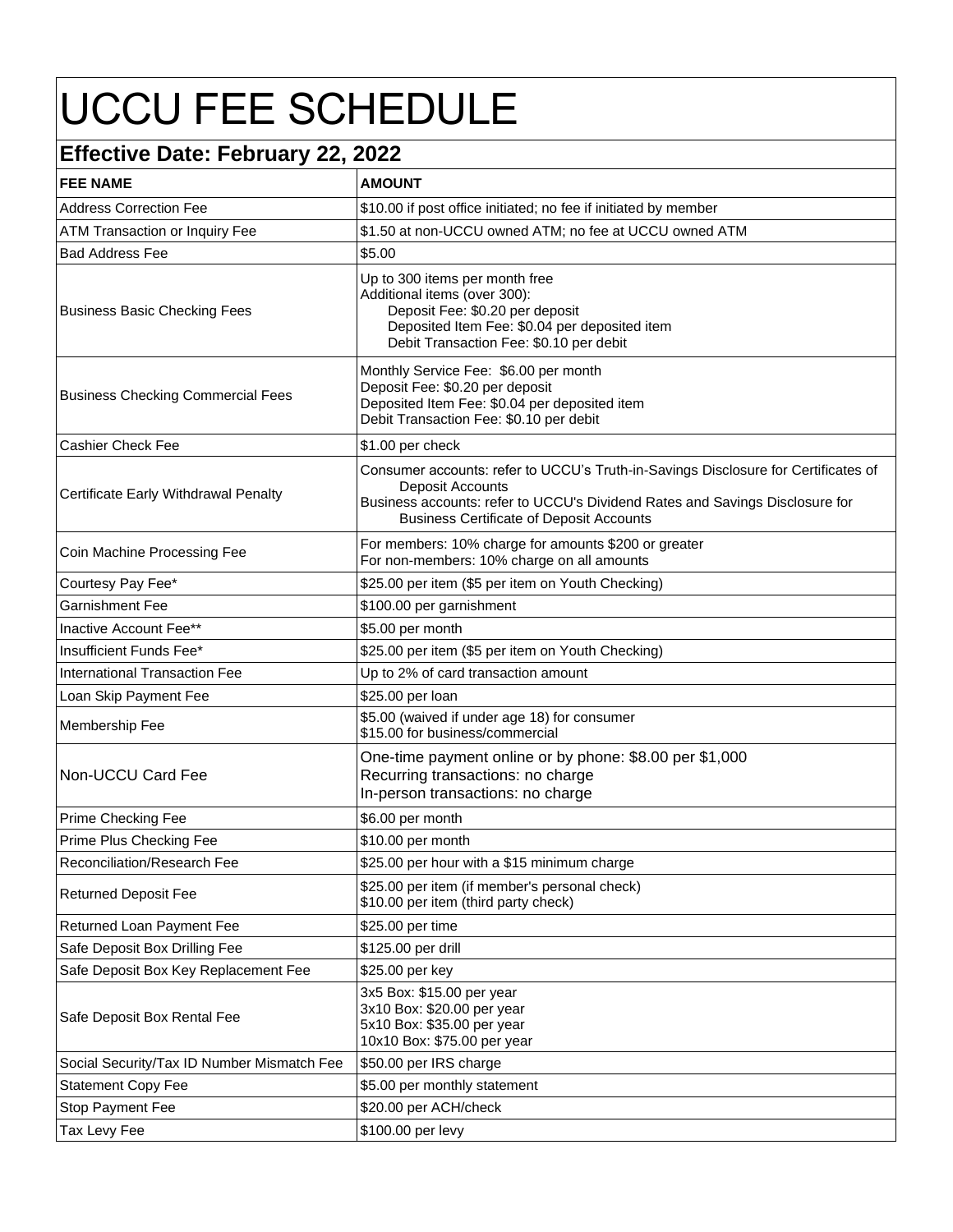# UCCU FEE SCHEDULE

## Effective Date: February 22, 2022

| FEE NAME | AMOUNT |
|---|---|
| Address Correction Fee | $10.00 if post office initiated; no fee if initiated by member |
| ATM Transaction or Inquiry Fee | $1.50 at non-UCCU owned ATM; no fee at UCCU owned ATM |
| Bad Address Fee | $5.00 |
| Business Basic Checking Fees | Up to 300 items per month free<br>Additional items (over 300):<br>Deposit Fee: $0.20 per deposit<br>Deposited Item Fee: $0.04 per deposited item<br>Debit Transaction Fee: $0.10 per debit |
| Business Checking Commercial Fees | Monthly Service Fee: $6.00 per month<br>Deposit Fee: $0.20 per deposit<br>Deposited Item Fee: $0.04 per deposited item<br>Debit Transaction Fee: $0.10 per debit |
| Cashier Check Fee | $1.00 per check |
| Certificate Early Withdrawal Penalty | Consumer accounts: refer to UCCU's Truth-in-Savings Disclosure for Certificates of Deposit Accounts<br>Business accounts: refer to UCCU's Dividend Rates and Savings Disclosure for Business Certificate of Deposit Accounts |
| Coin Machine Processing Fee | For members: 10% charge for amounts $200 or greater<br>For non-members: 10% charge on all amounts |
| Courtesy Pay Fee* | $25.00 per item ($5 per item on Youth Checking) |
| Garnishment Fee | $100.00 per garnishment |
| Inactive Account Fee** | $5.00 per month |
| Insufficient Funds Fee* | $25.00 per item ($5 per item on Youth Checking) |
| International Transaction Fee | Up to 2% of card transaction amount |
| Loan Skip Payment Fee | $25.00 per loan |
| Membership Fee | $5.00 (waived if under age 18) for consumer<br>$15.00 for business/commercial |
| Non-UCCU Card Fee | One-time payment online or by phone: $8.00 per $1,000<br>Recurring transactions: no charge<br>In-person transactions: no charge |
| Prime Checking Fee | $6.00 per month |
| Prime Plus Checking Fee | $10.00 per month |
| Reconciliation/Research Fee | $25.00 per hour with a $15 minimum charge |
| Returned Deposit Fee | $25.00 per item (if member's personal check)<br>$10.00 per item (third party check) |
| Returned Loan Payment Fee | $25.00 per time |
| Safe Deposit Box Drilling Fee | $125.00 per drill |
| Safe Deposit Box Key Replacement Fee | $25.00 per key |
| Safe Deposit Box Rental Fee | 3x5 Box: $15.00 per year<br>3x10 Box: $20.00 per year<br>5x10 Box: $35.00 per year<br>10x10 Box: $75.00 per year |
| Social Security/Tax ID Number Mismatch Fee | $50.00 per IRS charge |
| Statement Copy Fee | $5.00 per monthly statement |
| Stop Payment Fee | $20.00 per ACH/check |
| Tax Levy Fee | $100.00 per levy |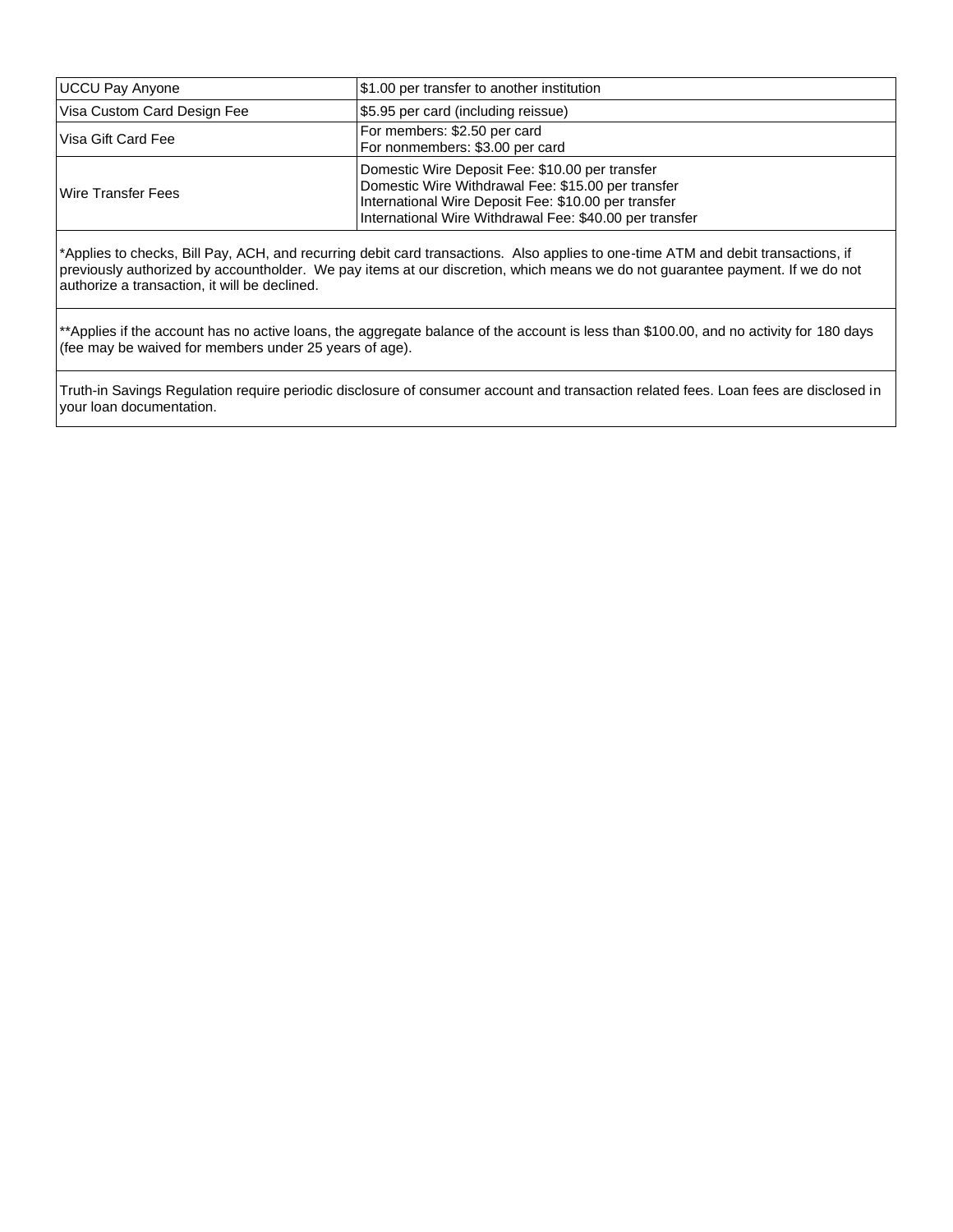| | |
|---|---|
| UCCU Pay Anyone | $1.00 per transfer to another institution |
| Visa Custom Card Design Fee | $5.95 per card (including reissue) |
| Visa Gift Card Fee | For members: $2.50 per card<br>For nonmembers: $3.00 per card |
| Wire Transfer Fees | Domestic Wire Deposit Fee: $10.00 per transfer<br>Domestic Wire Withdrawal Fee: $15.00 per transfer<br>International Wire Deposit Fee: $10.00 per transfer<br>International Wire Withdrawal Fee: $40.00 per transfer |

*Applies to checks, Bill Pay, ACH, and recurring debit card transactions. Also applies to one-time ATM and debit transactions, if previously authorized by accountholder. We pay items at our discretion, which means we do not guarantee payment. If we do not authorize a transaction, it will be declined.

**Applies if the account has no active loans, the aggregate balance of the account is less than $100.00, and no activity for 180 days (fee may be waived for members under 25 years of age).

Truth-in Savings Regulation require periodic disclosure of consumer account and transaction related fees. Loan fees are disclosed in your loan documentation.